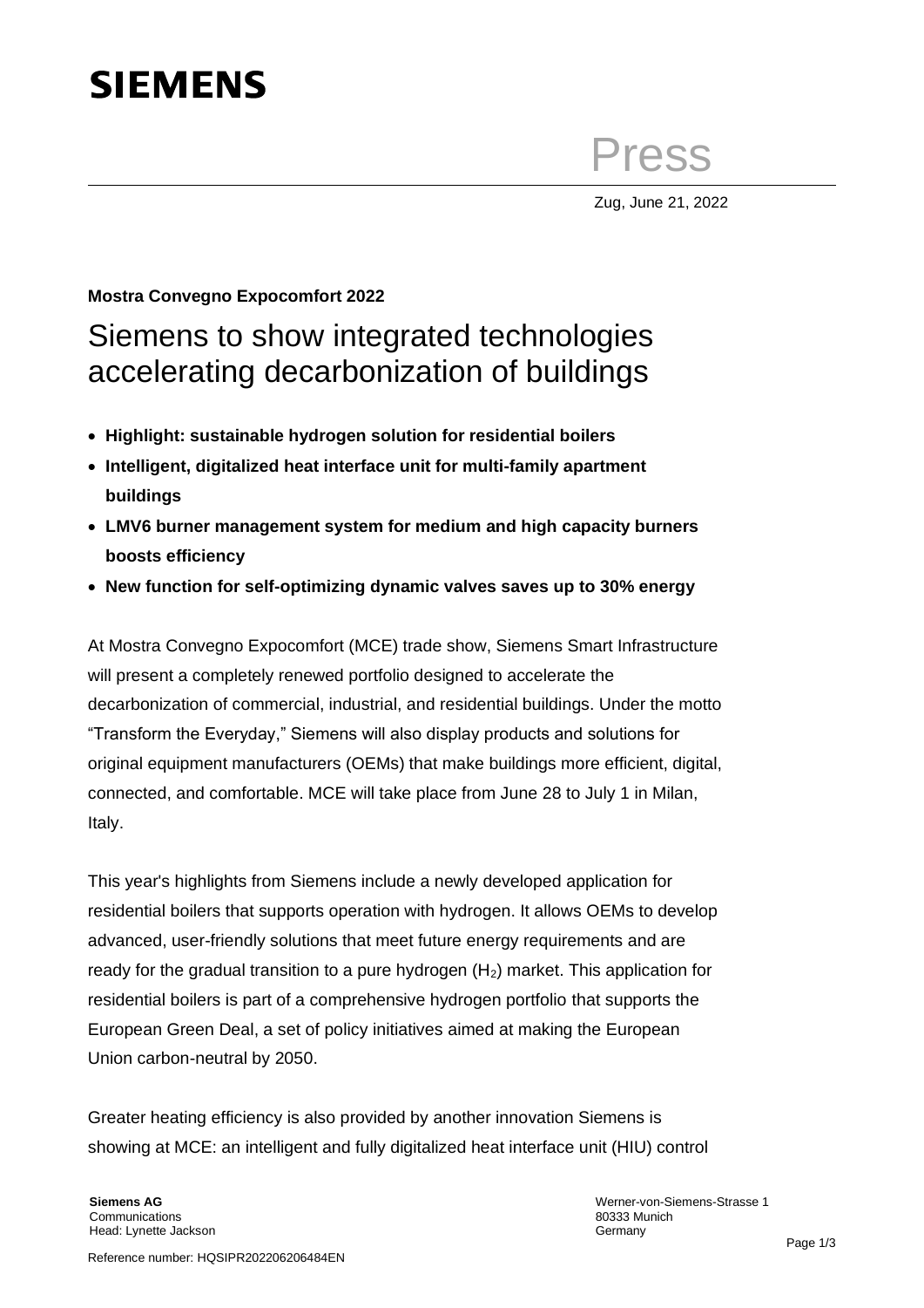**SIEMENS**

Press

Zug, June 21, 2022

**Mostra Convegno Expocomfort 2022**

# Siemens to show integrated technologies accelerating decarbonization of buildings

- **Highlight: sustainable hydrogen solution for residential boilers**
- **Intelligent, digitalized heat interface unit for multi-family apartment buildings**
- **LMV6 burner management system for medium and high capacity burners boosts efficiency**
- **New function for self-optimizing dynamic valves saves up to 30% energy**

At Mostra Convegno Expocomfort (MCE) trade show, Siemens Smart Infrastructure will present a completely renewed portfolio designed to accelerate the decarbonization of commercial, industrial, and residential buildings. Under the motto "Transform the Everyday," Siemens will also display products and solutions for original equipment manufacturers (OEMs) that make buildings more efficient, digital, connected, and comfortable. MCE will take place from June 28 to July 1 in Milan, Italy.

This year's highlights from Siemens include a newly developed application for residential boilers that supports operation with hydrogen. It allows OEMs to develop advanced, user-friendly solutions that meet future energy requirements and are ready for the gradual transition to a pure hydrogen ($H_2$) market. This application for residential boilers is part of a comprehensive hydrogen portfolio that supports the European Green Deal, a set of policy initiatives aimed at making the European Union carbon-neutral by 2050.

Greater heating efficiency is also provided by another innovation Siemens is showing at MCE: an intelligent and fully digitalized heat interface unit (HIU) control

**Siemens AG**
Communications
Head: Lynette Jackson

Werner-von-Siemens-Strasse 1
80333 Munich
Germany

Reference number: HQSIPR202206206484EN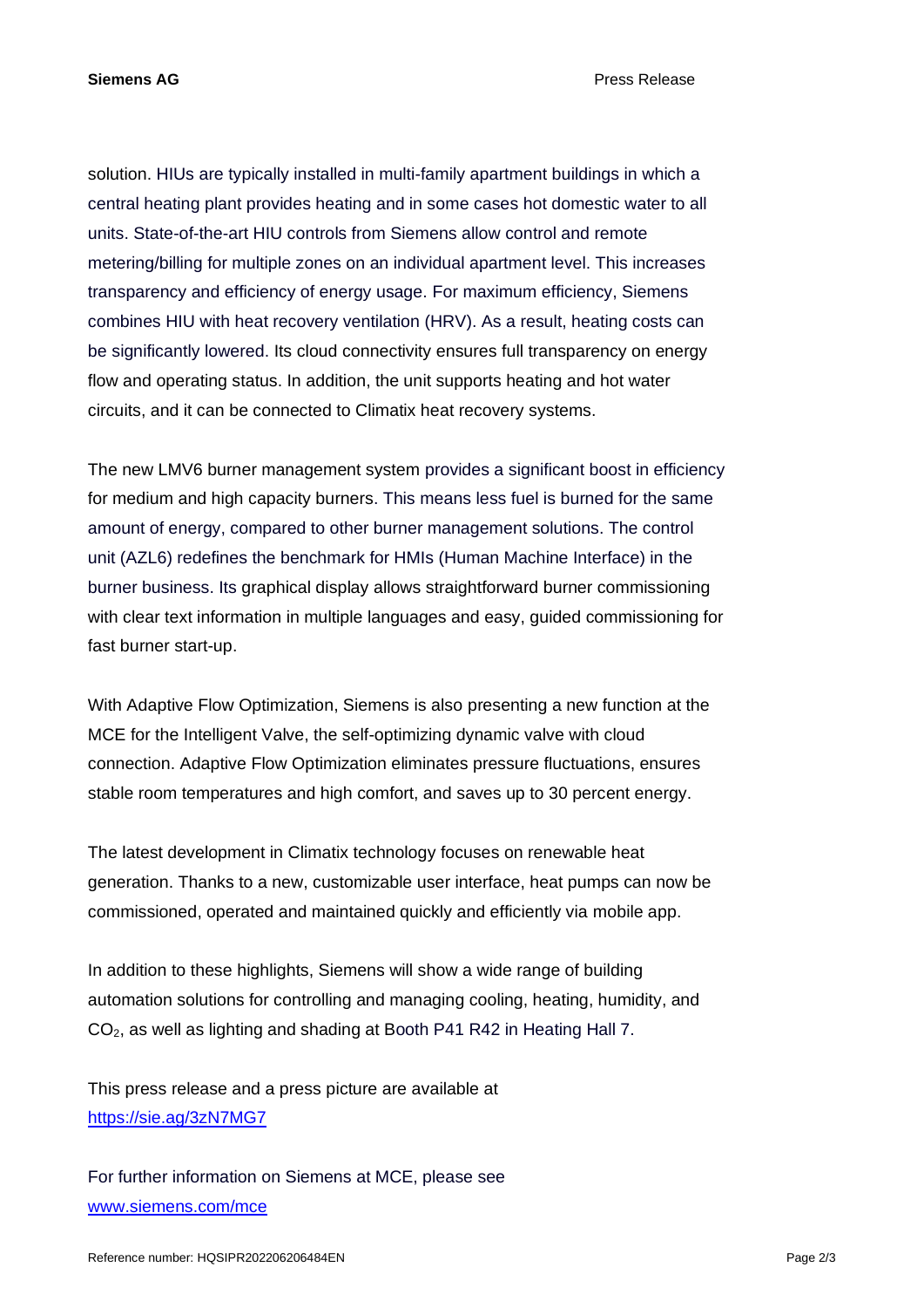solution. HIUs are typically installed in multi-family apartment buildings in which a central heating plant provides heating and in some cases hot domestic water to all units. State-of-the-art HIU controls from Siemens allow control and remote metering/billing for multiple zones on an individual apartment level. This increases transparency and efficiency of energy usage. For maximum efficiency, Siemens combines HIU with heat recovery ventilation (HRV). As a result, heating costs can be significantly lowered. Its cloud connectivity ensures full transparency on energy flow and operating status. In addition, the unit supports heating and hot water circuits, and it can be connected to Climatix heat recovery systems.

The new LMV6 burner management system provides a significant boost in efficiency for medium and high capacity burners. This means less fuel is burned for the same amount of energy, compared to other burner management solutions. The control unit (AZL6) redefines the benchmark for HMIs (Human Machine Interface) in the burner business. Its graphical display allows straightforward burner commissioning with clear text information in multiple languages and easy, guided commissioning for fast burner start-up.

With Adaptive Flow Optimization, Siemens is also presenting a new function at the MCE for the Intelligent Valve, the self-optimizing dynamic valve with cloud connection. Adaptive Flow Optimization eliminates pressure fluctuations, ensures stable room temperatures and high comfort, and saves up to 30 percent energy.

The latest development in Climatix technology focuses on renewable heat generation. Thanks to a new, customizable user interface, heat pumps can now be commissioned, operated and maintained quickly and efficiently via mobile app.

In addition to these highlights, Siemens will show a wide range of building automation solutions for controlling and managing cooling, heating, humidity, and $CO_2$, as well as lighting and shading at Booth P41 R42 in Heating Hall 7.

This press release and a press picture are available at
https://sie.ag/3zN7MG7

For further information on Siemens at MCE, please see
www.siemens.com/mce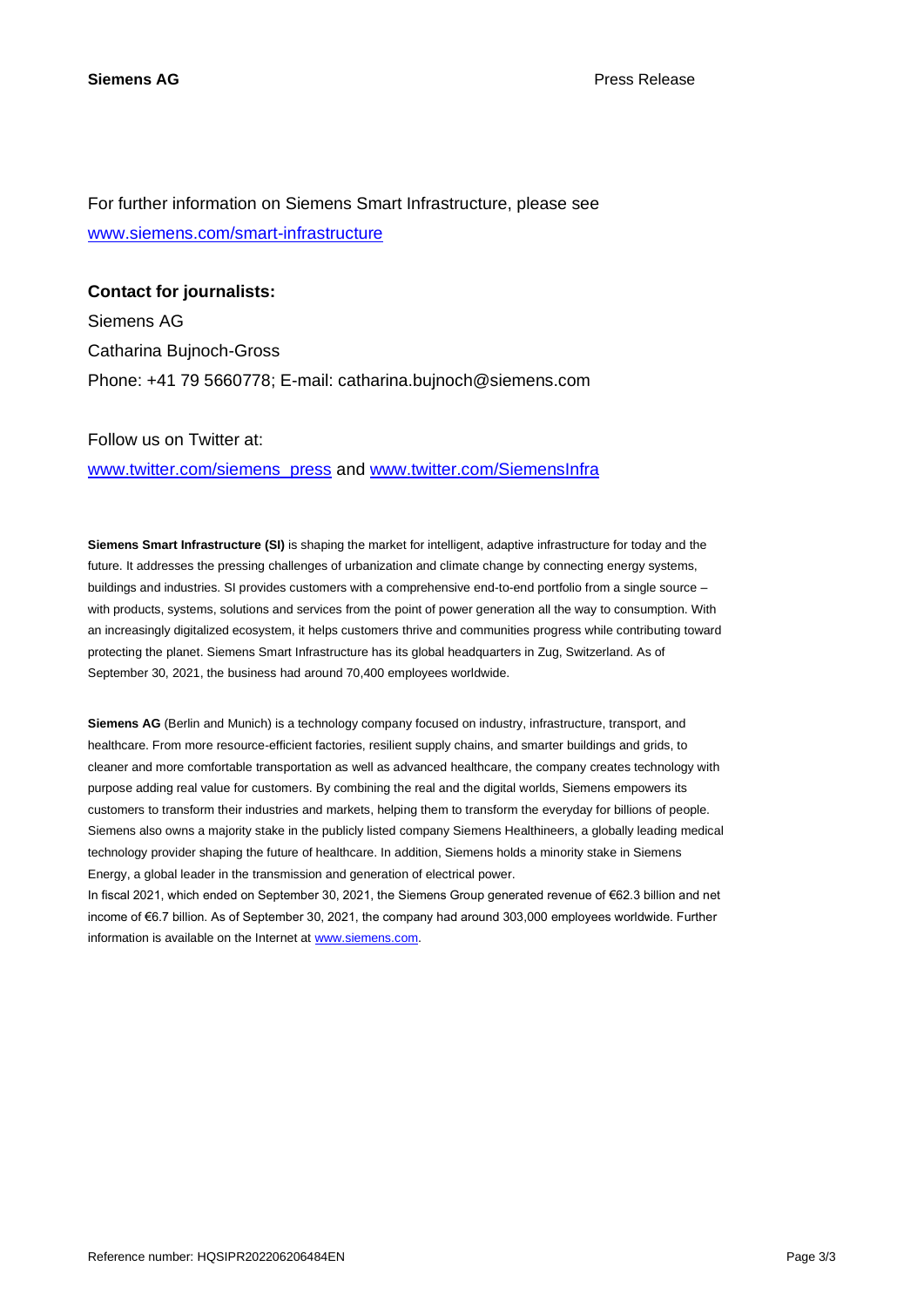For further information on Siemens Smart Infrastructure, please see
www.siemens.com/smart-infrastructure

**Contact for journalists:**

Siemens AG

Catharina Bujnoch-Gross

Phone: +41 79 5660778; E-mail: catharina.bujnoch@siemens.com

Follow us on Twitter at:

www.twitter.com/siemens_press and www.twitter.com/SiemensInfra

**Siemens Smart Infrastructure (SI)** is shaping the market for intelligent, adaptive infrastructure for today and the future. It addresses the pressing challenges of urbanization and climate change by connecting energy systems, buildings and industries. SI provides customers with a comprehensive end-to-end portfolio from a single source – with products, systems, solutions and services from the point of power generation all the way to consumption. With an increasingly digitalized ecosystem, it helps customers thrive and communities progress while contributing toward protecting the planet. Siemens Smart Infrastructure has its global headquarters in Zug, Switzerland. As of September 30, 2021, the business had around 70,400 employees worldwide.

**Siemens AG** (Berlin and Munich) is a technology company focused on industry, infrastructure, transport, and healthcare. From more resource-efficient factories, resilient supply chains, and smarter buildings and grids, to cleaner and more comfortable transportation as well as advanced healthcare, the company creates technology with purpose adding real value for customers. By combining the real and the digital worlds, Siemens empowers its customers to transform their industries and markets, helping them to transform the everyday for billions of people. Siemens also owns a majority stake in the publicly listed company Siemens Healthineers, a globally leading medical technology provider shaping the future of healthcare. In addition, Siemens holds a minority stake in Siemens Energy, a global leader in the transmission and generation of electrical power.
In fiscal 2021, which ended on September 30, 2021, the Siemens Group generated revenue of €62.3 billion and net income of €6.7 billion. As of September 30, 2021, the company had around 303,000 employees worldwide. Further information is available on the Internet at www.siemens.com.

Reference number: HQSIPR202206206484EN